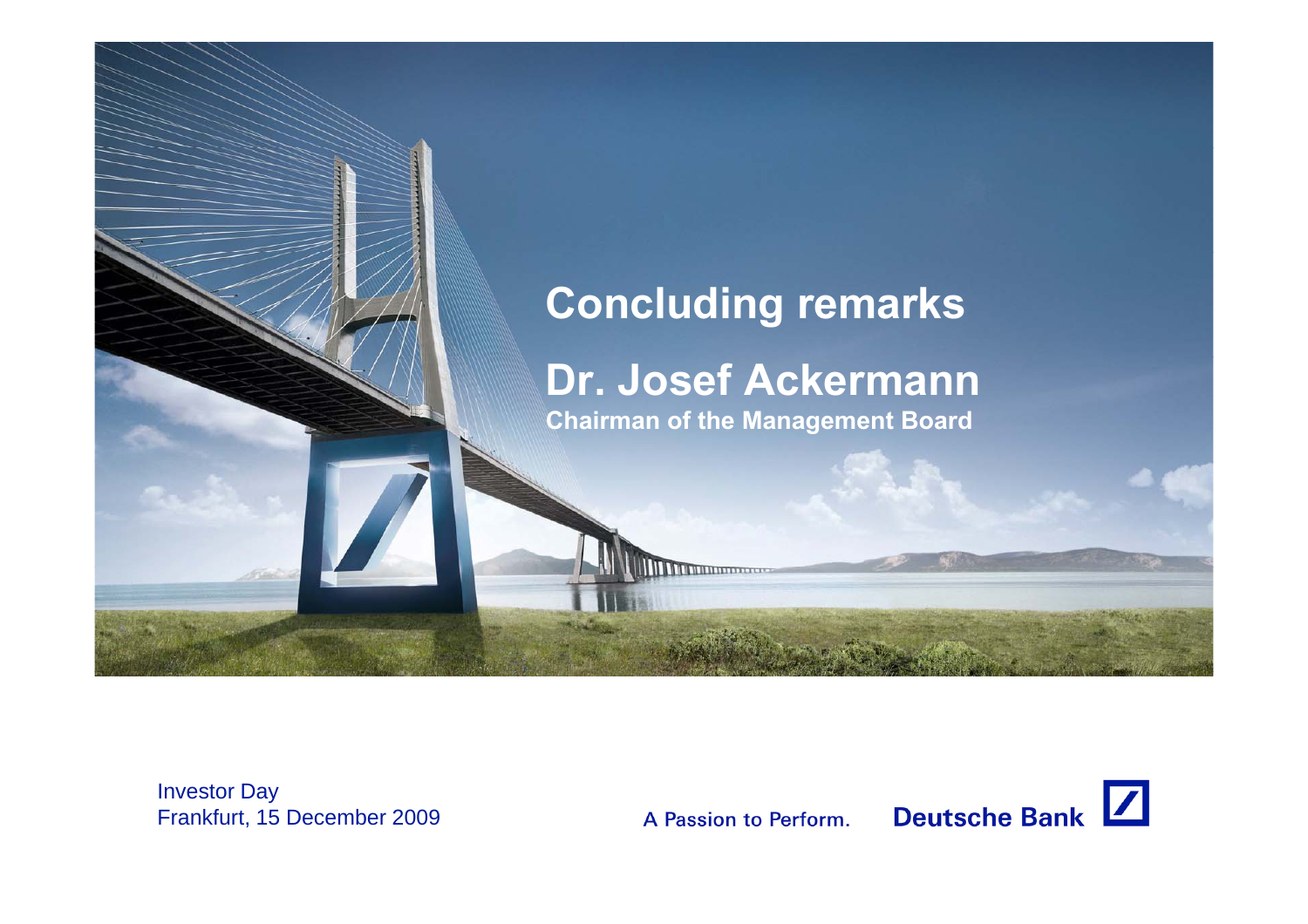# Concluding remarks

## Dr. Josef Ackermann

**Chairman of the Management Board**

Investor Day
Frankfurt, 15 December 2009

A Passion to Perform.

Deutsche Bank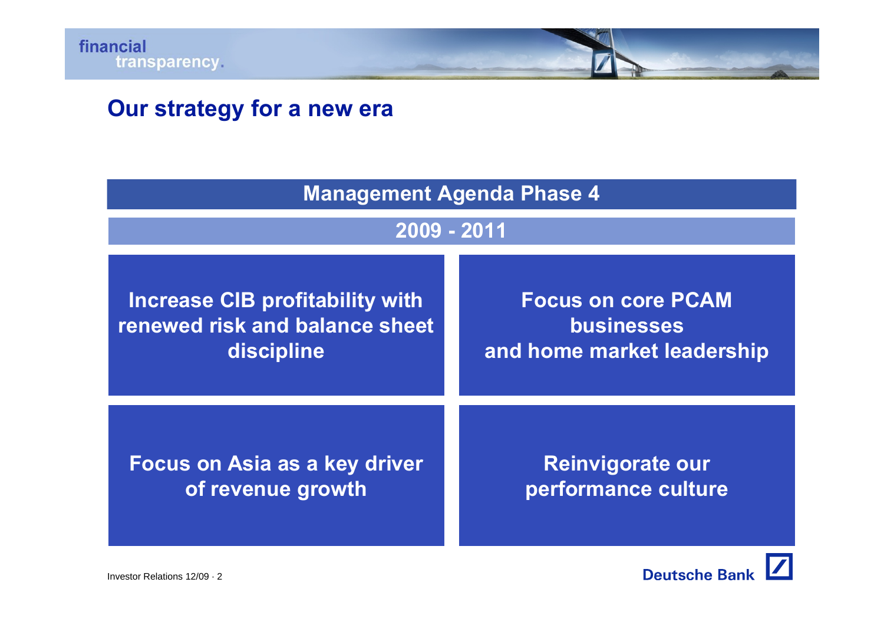# Our strategy for a new era

## Management Agenda Phase 4

### 2009 - 2011

**Increase CIB profitability with renewed risk and balance sheet discipline**

**Focus on core PCAM businesses and home market leadership**

**Focus on Asia as a key driver of revenue growth**

**Reinvigorate our performance culture**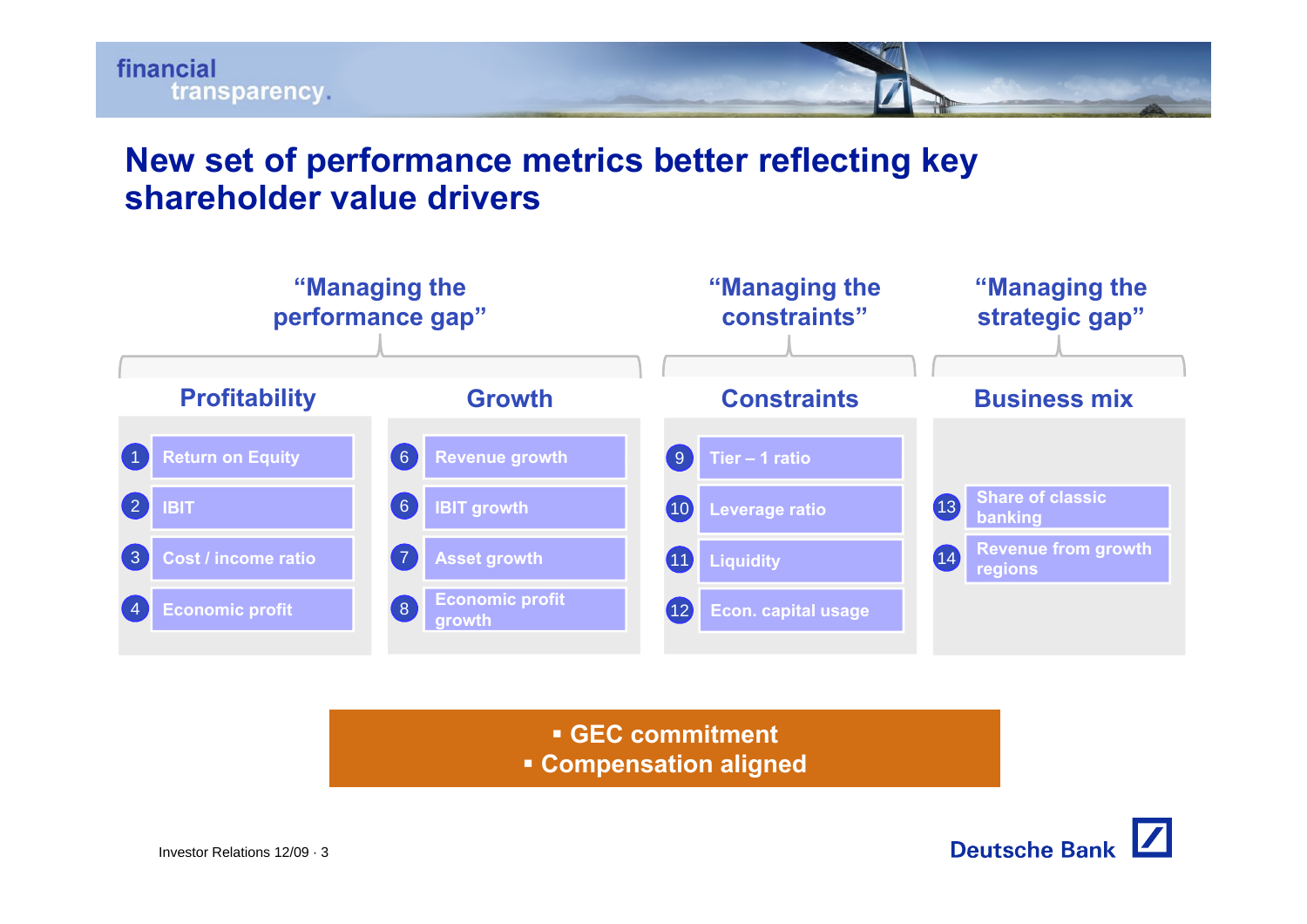# New set of performance metrics better reflecting key shareholder value drivers

| "Managing the performance gap" | | "Managing the constraints" | "Managing the strategic gap" |
|---|---|---|---|
| **Profitability** | **Growth** | **Constraints** | **Business mix** |
| 1 Return on Equity | 6 Revenue growth | 9 Tier – 1 ratio | |
| 2 IBIT | 6 IBIT growth | 10 Leverage ratio | 13 Share of classic banking |
| 3 Cost / income ratio | 7 Asset growth | 11 Liquidity | 14 Revenue from growth regions |
| 4 Economic profit | 8 Economic profit growth | 12 Econ. capital usage | |

- GEC commitment
- Compensation aligned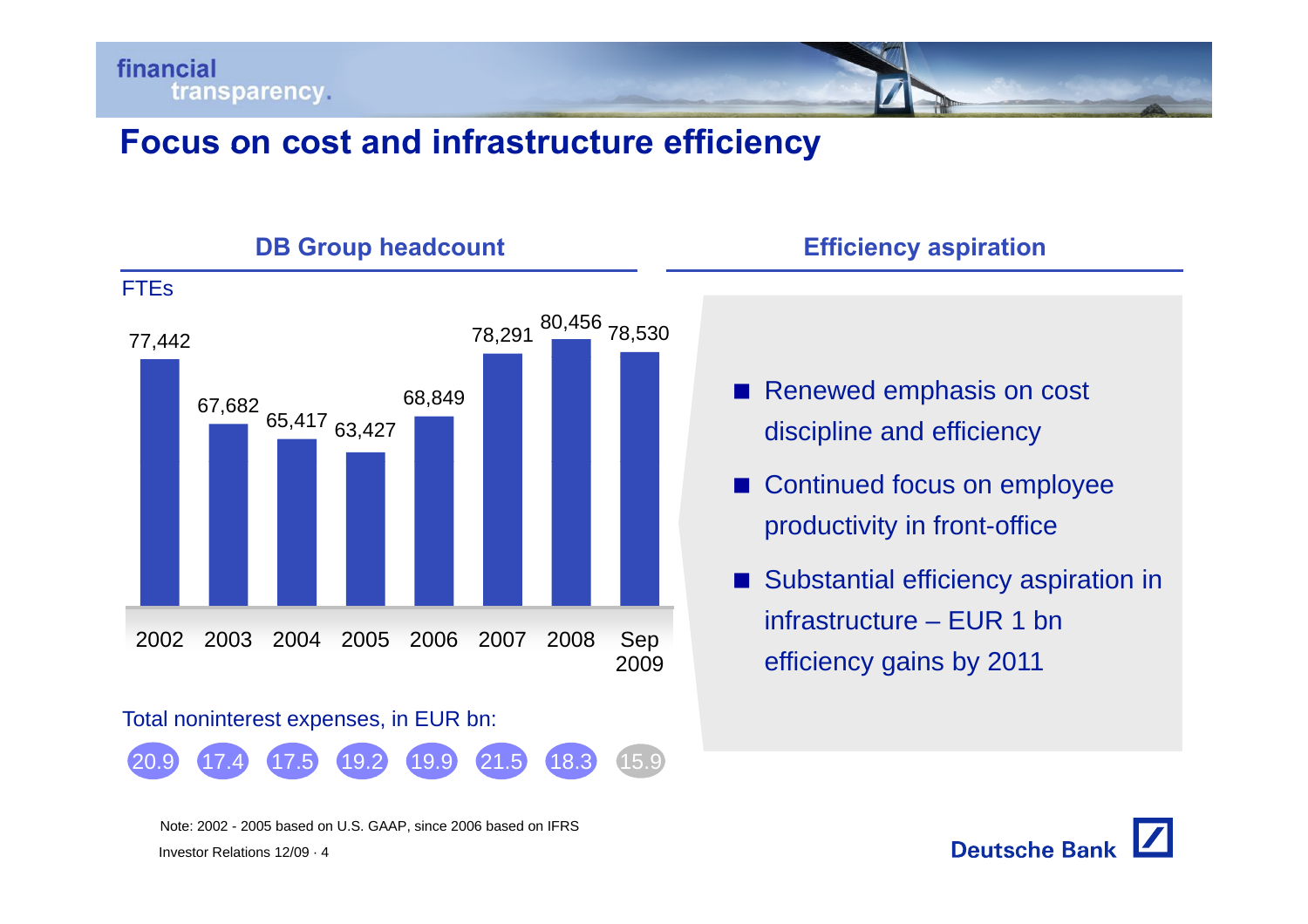# Focus on cost and infrastructure efficiency

## DB Group headcount

FTEs

| | 2002 | 2003 | 2004 | 2005 | 2006 | 2007 | 2008 | Sep 2009 |
|---|---|---|---|---|---|---|---|---|
| FTEs | 77,442 | 67,682 | 65,417 | 63,427 | 68,849 | 78,291 | 80,456 | 78,530 |
| Total noninterest expenses, in EUR bn | 20.9 | 17.4 | 17.5 | 19.2 | 19.9 | 21.5 | 18.3 | 15.9 |

## Efficiency aspiration

- Renewed emphasis on cost discipline and efficiency
- Continued focus on employee productivity in front-office
- Substantial efficiency aspiration in infrastructure – EUR 1 bn efficiency gains by 2011

Note: 2002 - 2005 based on U.S. GAAP, since 2006 based on IFRS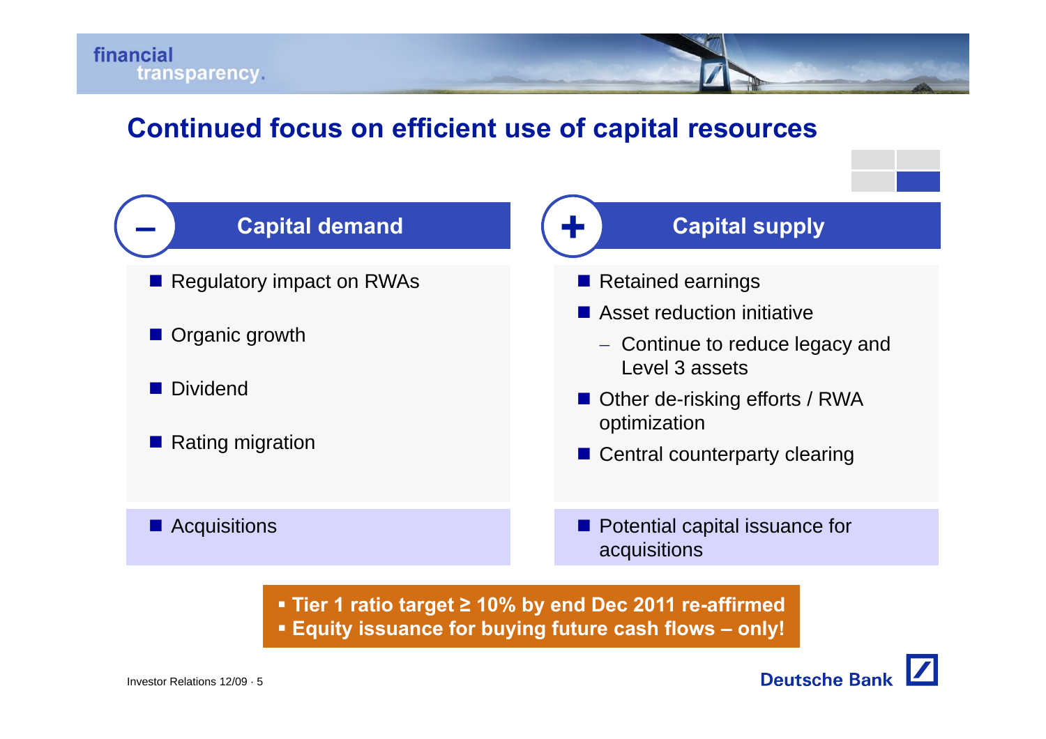# Continued focus on efficient use of capital resources

| – Capital demand | + Capital supply |
| --- | --- |
| ■ Regulatory impact on RWAs<br>■ Organic growth<br>■ Dividend<br>■ Rating migration | ■ Retained earnings<br>■ Asset reduction initiative<br>– Continue to reduce legacy and Level 3 assets<br>■ Other de-risking efforts / RWA optimization<br>■ Central counterparty clearing |
| ■ Acquisitions | ■ Potential capital issuance for acquisitions |

- **Tier 1 ratio target ≥ 10% by end Dec 2011 re-affirmed**
- **Equity issuance for buying future cash flows – only!**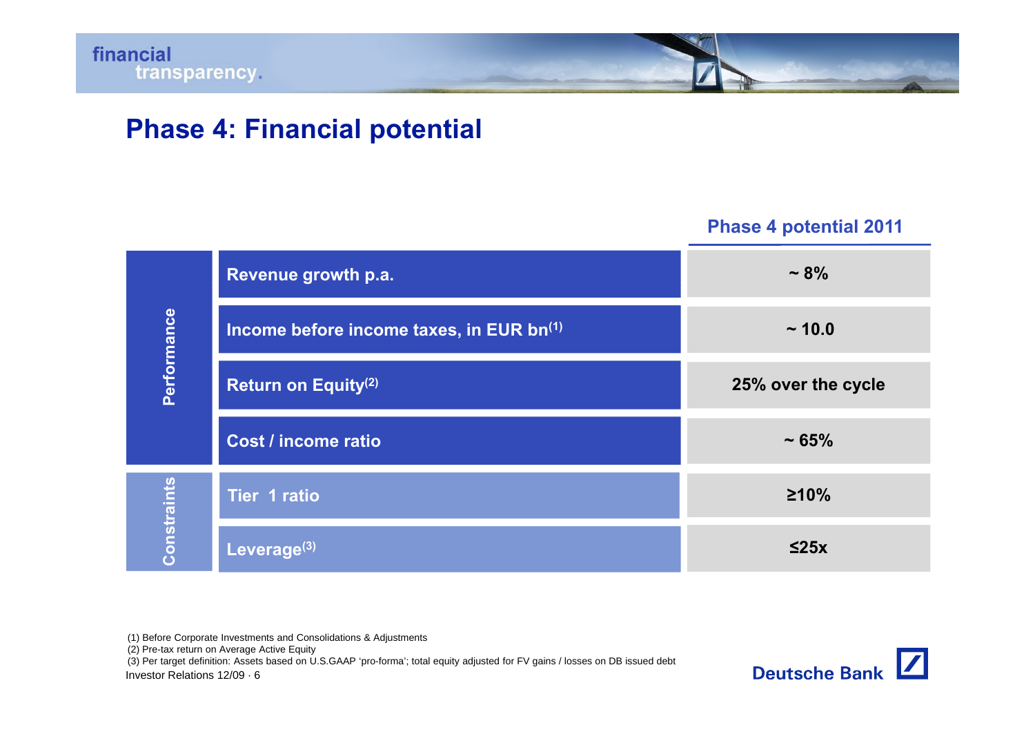# Phase 4: Financial potential

| | | Phase 4 potential 2011 |
|---|---|---|
| Performance | Revenue growth p.a. | ~ 8% |
| | Income before income taxes, in EUR bn[1] | ~ 10.0 |
| | Return on Equity[2] | 25% over the cycle |
| | Cost / income ratio | ~ 65% |
| Constraints | Tier 1 ratio | ≥10% |
| | Leverage[3] | ≤25x |

(1) Before Corporate Investments and Consolidations & Adjustments

(2) Pre-tax return on Average Active Equity

(3) Per target definition: Assets based on U.S.GAAP 'pro-forma'; total equity adjusted for FV gains / losses on DB issued debt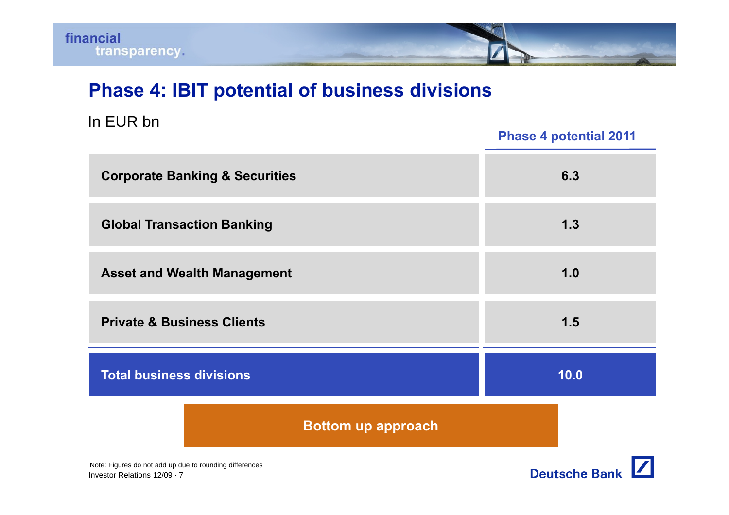# Phase 4: IBIT potential of business divisions

In EUR bn

| | Phase 4 potential 2011 |
|---|---|
| **Corporate Banking & Securities** | 6.3 |
| **Global Transaction Banking** | 1.3 |
| **Asset and Wealth Management** | 1.0 |
| **Private & Business Clients** | 1.5 |
| **Total business divisions** | **10.0** |

**Bottom up approach**

Note: Figures do not add up due to rounding differences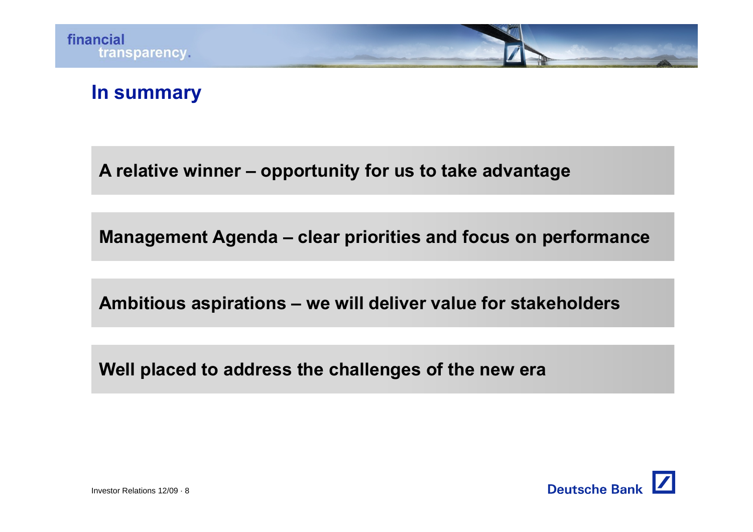# In summary

**A relative winner – opportunity for us to take advantage**

**Management Agenda – clear priorities and focus on performance**

**Ambitious aspirations – we will deliver value for stakeholders**

**Well placed to address the challenges of the new era**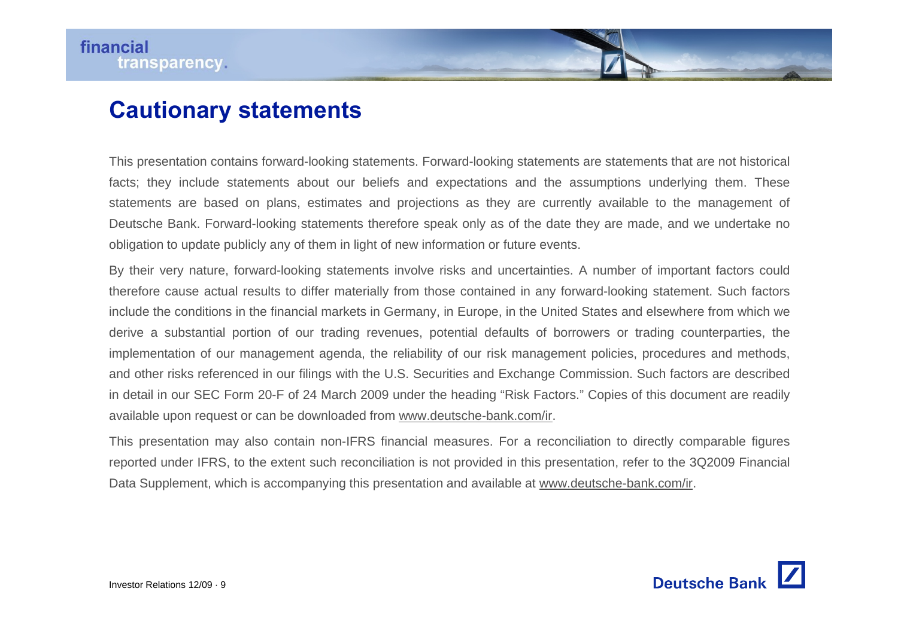# Cautionary statements

This presentation contains forward-looking statements. Forward-looking statements are statements that are not historical facts; they include statements about our beliefs and expectations and the assumptions underlying them. These statements are based on plans, estimates and projections as they are currently available to the management of Deutsche Bank. Forward-looking statements therefore speak only as of the date they are made, and we undertake no obligation to update publicly any of them in light of new information or future events.

By their very nature, forward-looking statements involve risks and uncertainties. A number of important factors could therefore cause actual results to differ materially from those contained in any forward-looking statement. Such factors include the conditions in the financial markets in Germany, in Europe, in the United States and elsewhere from which we derive a substantial portion of our trading revenues, potential defaults of borrowers or trading counterparties, the implementation of our management agenda, the reliability of our risk management policies, procedures and methods, and other risks referenced in our filings with the U.S. Securities and Exchange Commission. Such factors are described in detail in our SEC Form 20-F of 24 March 2009 under the heading "Risk Factors." Copies of this document are readily available upon request or can be downloaded from www.deutsche-bank.com/ir.

This presentation may also contain non-IFRS financial measures. For a reconciliation to directly comparable figures reported under IFRS, to the extent such reconciliation is not provided in this presentation, refer to the 3Q2009 Financial Data Supplement, which is accompanying this presentation and available at www.deutsche-bank.com/ir.